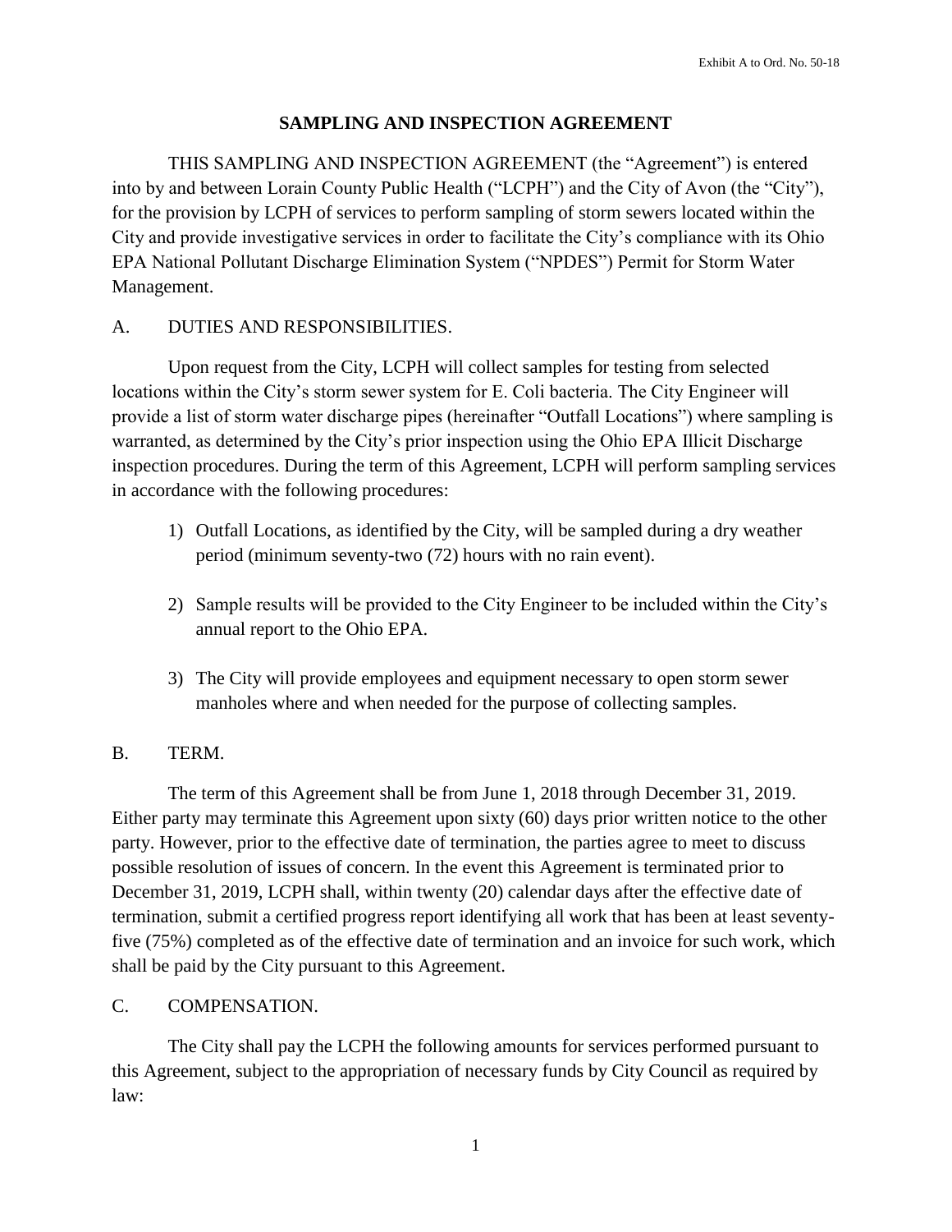Exhibit A to Ord. No. 50-18

# SAMPLING AND INSPECTION AGREEMENT

THIS SAMPLING AND INSPECTION AGREEMENT (the "Agreement") is entered into by and between Lorain County Public Health ("LCPH") and the City of Avon (the "City"), for the provision by LCPH of services to perform sampling of storm sewers located within the City and provide investigative services in order to facilitate the City's compliance with its Ohio EPA National Pollutant Discharge Elimination System ("NPDES") Permit for Storm Water Management.

## A. DUTIES AND RESPONSIBILITIES.

Upon request from the City, LCPH will collect samples for testing from selected locations within the City's storm sewer system for E. Coli bacteria. The City Engineer will provide a list of storm water discharge pipes (hereinafter "Outfall Locations") where sampling is warranted, as determined by the City's prior inspection using the Ohio EPA Illicit Discharge inspection procedures. During the term of this Agreement, LCPH will perform sampling services in accordance with the following procedures:

1) Outfall Locations, as identified by the City, will be sampled during a dry weather period (minimum seventy-two (72) hours with no rain event).

2) Sample results will be provided to the City Engineer to be included within the City's annual report to the Ohio EPA.

3) The City will provide employees and equipment necessary to open storm sewer manholes where and when needed for the purpose of collecting samples.

## B. TERM.

The term of this Agreement shall be from June 1, 2018 through December 31, 2019. Either party may terminate this Agreement upon sixty (60) days prior written notice to the other party. However, prior to the effective date of termination, the parties agree to meet to discuss possible resolution of issues of concern. In the event this Agreement is terminated prior to December 31, 2019, LCPH shall, within twenty (20) calendar days after the effective date of termination, submit a certified progress report identifying all work that has been at least seventy-five (75%) completed as of the effective date of termination and an invoice for such work, which shall be paid by the City pursuant to this Agreement.

## C. COMPENSATION.

The City shall pay the LCPH the following amounts for services performed pursuant to this Agreement, subject to the appropriation of necessary funds by City Council as required by law: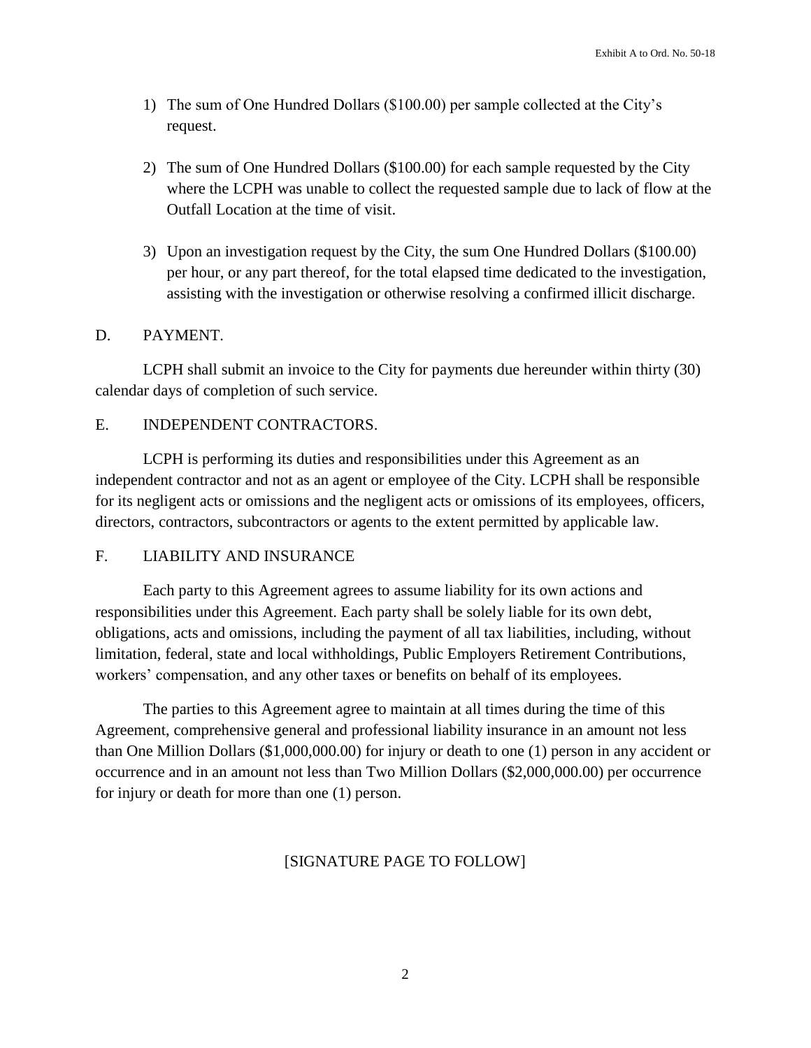1) The sum of One Hundred Dollars ($100.00) per sample collected at the City's request.

2) The sum of One Hundred Dollars ($100.00) for each sample requested by the City where the LCPH was unable to collect the requested sample due to lack of flow at the Outfall Location at the time of visit.

3) Upon an investigation request by the City, the sum One Hundred Dollars ($100.00) per hour, or any part thereof, for the total elapsed time dedicated to the investigation, assisting with the investigation or otherwise resolving a confirmed illicit discharge.

D. PAYMENT.

LCPH shall submit an invoice to the City for payments due hereunder within thirty (30) calendar days of completion of such service.

E. INDEPENDENT CONTRACTORS.

LCPH is performing its duties and responsibilities under this Agreement as an independent contractor and not as an agent or employee of the City. LCPH shall be responsible for its negligent acts or omissions and the negligent acts or omissions of its employees, officers, directors, contractors, subcontractors or agents to the extent permitted by applicable law.

F. LIABILITY AND INSURANCE

Each party to this Agreement agrees to assume liability for its own actions and responsibilities under this Agreement. Each party shall be solely liable for its own debt, obligations, acts and omissions, including the payment of all tax liabilities, including, without limitation, federal, state and local withholdings, Public Employers Retirement Contributions, workers' compensation, and any other taxes or benefits on behalf of its employees.

The parties to this Agreement agree to maintain at all times during the time of this Agreement, comprehensive general and professional liability insurance in an amount not less than One Million Dollars ($1,000,000.00) for injury or death to one (1) person in any accident or occurrence and in an amount not less than Two Million Dollars ($2,000,000.00) per occurrence for injury or death for more than one (1) person.

[SIGNATURE PAGE TO FOLLOW]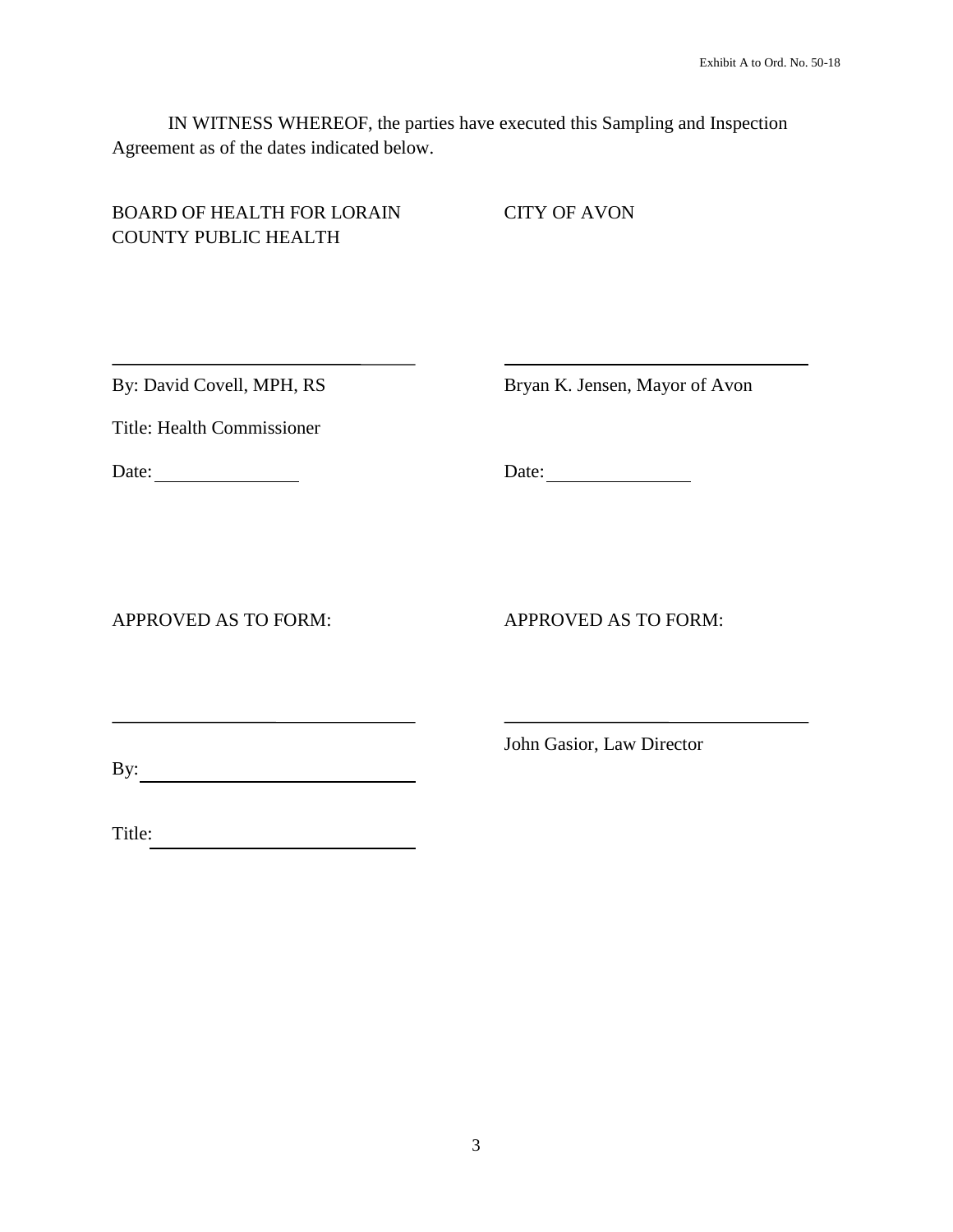IN WITNESS WHEREOF, the parties have executed this Sampling and Inspection Agreement as of the dates indicated below.

BOARD OF HEALTH FOR LORAIN COUNTY PUBLIC HEALTH

\_\_\_\_\_\_\_\_\_\_\_\_\_\_\_\_\_\_\_\_\_\_\_\_\_\_\_\_\_\_\_\_

By: David Covell, MPH, RS

Title: Health Commissioner

Date: \_\_\_\_\_\_\_\_\_\_\_\_\_\_\_\_

CITY OF AVON

\_\_\_\_\_\_\_\_\_\_\_\_\_\_\_\_\_\_\_\_\_\_\_\_\_\_\_\_\_\_\_\_

Bryan K. Jensen, Mayor of Avon

Date: \_\_\_\_\_\_\_\_\_\_\_\_\_\_\_\_

APPROVED AS TO FORM:

\_\_\_\_\_\_\_\_\_\_\_\_\_\_\_\_\_\_\_\_\_\_\_\_\_\_\_\_\_\_\_\_

By: \_\_\_\_\_\_\_\_\_\_\_\_\_\_\_\_\_\_\_\_\_\_\_\_\_\_\_\_

Title: \_\_\_\_\_\_\_\_\_\_\_\_\_\_\_\_\_\_\_\_\_\_\_\_\_\_\_\_

APPROVED AS TO FORM:

\_\_\_\_\_\_\_\_\_\_\_\_\_\_\_\_\_\_\_\_\_\_\_\_\_\_\_\_\_\_\_\_

John Gasior, Law Director